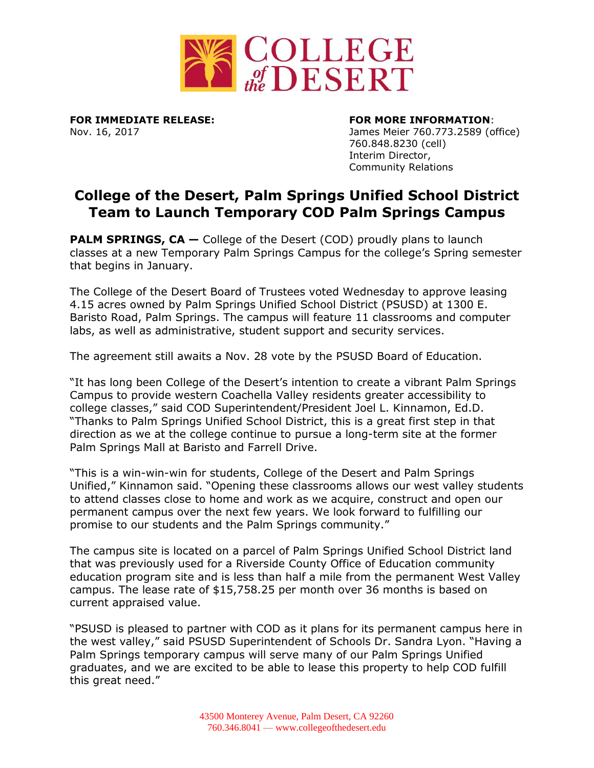**FOR IMMEDIATE RELEASE:**
Nov. 16, 2017

**FOR MORE INFORMATION**:
James Meier 760.773.2589 (office)
760.848.8230 (cell)
Interim Director,
Community Relations

# College of the Desert, Palm Springs Unified School District Team to Launch Temporary COD Palm Springs Campus

**PALM SPRINGS, CA —** College of the Desert (COD) proudly plans to launch classes at a new Temporary Palm Springs Campus for the college's Spring semester that begins in January.

The College of the Desert Board of Trustees voted Wednesday to approve leasing 4.15 acres owned by Palm Springs Unified School District (PSUSD) at 1300 E. Baristo Road, Palm Springs. The campus will feature 11 classrooms and computer labs, as well as administrative, student support and security services.

The agreement still awaits a Nov. 28 vote by the PSUSD Board of Education.

"It has long been College of the Desert's intention to create a vibrant Palm Springs Campus to provide western Coachella Valley residents greater accessibility to college classes," said COD Superintendent/President Joel L. Kinnamon, Ed.D. "Thanks to Palm Springs Unified School District, this is a great first step in that direction as we at the college continue to pursue a long-term site at the former Palm Springs Mall at Baristo and Farrell Drive.

"This is a win-win-win for students, College of the Desert and Palm Springs Unified," Kinnamon said. "Opening these classrooms allows our west valley students to attend classes close to home and work as we acquire, construct and open our permanent campus over the next few years. We look forward to fulfilling our promise to our students and the Palm Springs community."

The campus site is located on a parcel of Palm Springs Unified School District land that was previously used for a Riverside County Office of Education community education program site and is less than half a mile from the permanent West Valley campus. The lease rate of $15,758.25 per month over 36 months is based on current appraised value.

"PSUSD is pleased to partner with COD as it plans for its permanent campus here in the west valley," said PSUSD Superintendent of Schools Dr. Sandra Lyon. "Having a Palm Springs temporary campus will serve many of our Palm Springs Unified graduates, and we are excited to be able to lease this property to help COD fulfill this great need."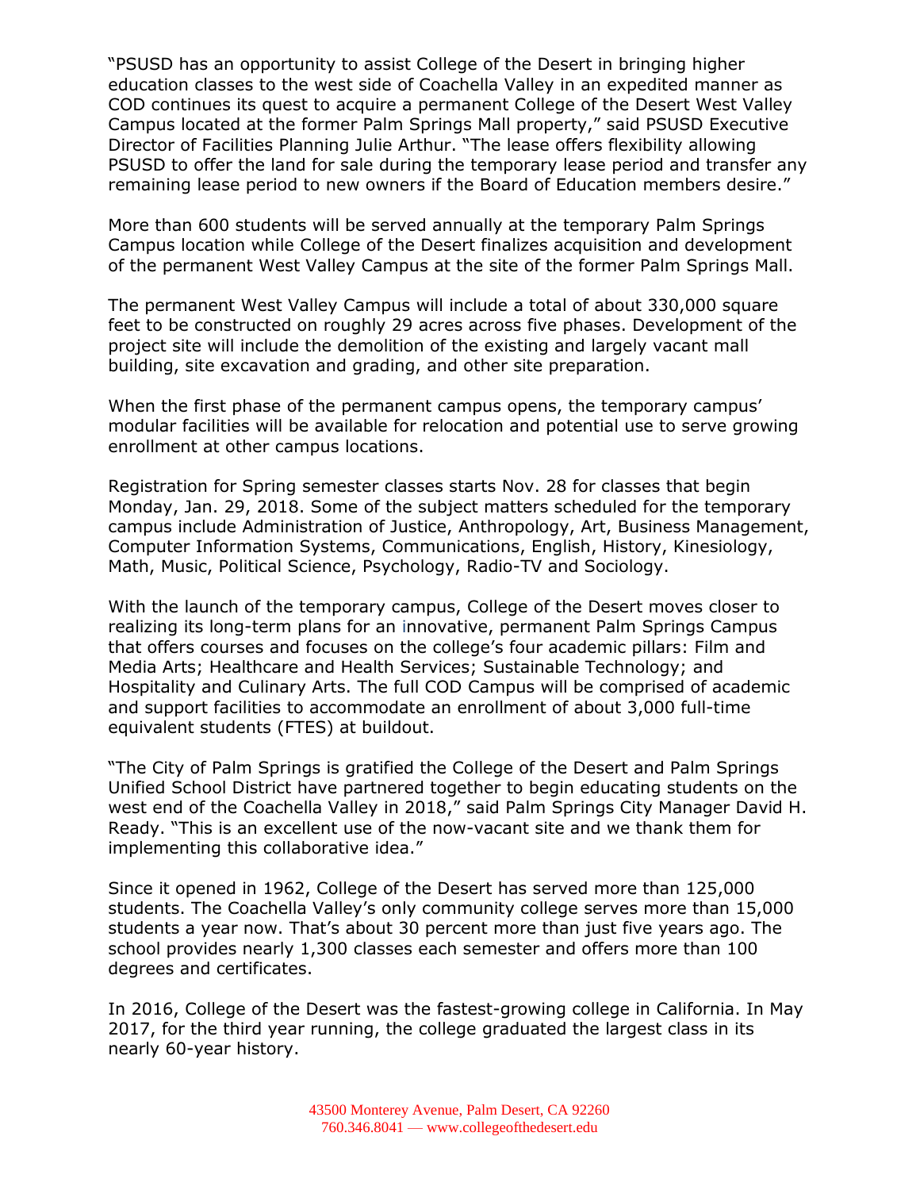"PSUSD has an opportunity to assist College of the Desert in bringing higher education classes to the west side of Coachella Valley in an expedited manner as COD continues its quest to acquire a permanent College of the Desert West Valley Campus located at the former Palm Springs Mall property," said PSUSD Executive Director of Facilities Planning Julie Arthur. "The lease offers flexibility allowing PSUSD to offer the land for sale during the temporary lease period and transfer any remaining lease period to new owners if the Board of Education members desire."

More than 600 students will be served annually at the temporary Palm Springs Campus location while College of the Desert finalizes acquisition and development of the permanent West Valley Campus at the site of the former Palm Springs Mall.

The permanent West Valley Campus will include a total of about 330,000 square feet to be constructed on roughly 29 acres across five phases. Development of the project site will include the demolition of the existing and largely vacant mall building, site excavation and grading, and other site preparation.

When the first phase of the permanent campus opens, the temporary campus' modular facilities will be available for relocation and potential use to serve growing enrollment at other campus locations.

Registration for Spring semester classes starts Nov. 28 for classes that begin Monday, Jan. 29, 2018. Some of the subject matters scheduled for the temporary campus include Administration of Justice, Anthropology, Art, Business Management, Computer Information Systems, Communications, English, History, Kinesiology, Math, Music, Political Science, Psychology, Radio-TV and Sociology.

With the launch of the temporary campus, College of the Desert moves closer to realizing its long-term plans for an innovative, permanent Palm Springs Campus that offers courses and focuses on the college's four academic pillars: Film and Media Arts; Healthcare and Health Services; Sustainable Technology; and Hospitality and Culinary Arts. The full COD Campus will be comprised of academic and support facilities to accommodate an enrollment of about 3,000 full-time equivalent students (FTES) at buildout.

"The City of Palm Springs is gratified the College of the Desert and Palm Springs Unified School District have partnered together to begin educating students on the west end of the Coachella Valley in 2018," said Palm Springs City Manager David H. Ready. "This is an excellent use of the now-vacant site and we thank them for implementing this collaborative idea."

Since it opened in 1962, College of the Desert has served more than 125,000 students. The Coachella Valley's only community college serves more than 15,000 students a year now. That's about 30 percent more than just five years ago. The school provides nearly 1,300 classes each semester and offers more than 100 degrees and certificates.

In 2016, College of the Desert was the fastest-growing college in California. In May 2017, for the third year running, the college graduated the largest class in its nearly 60-year history.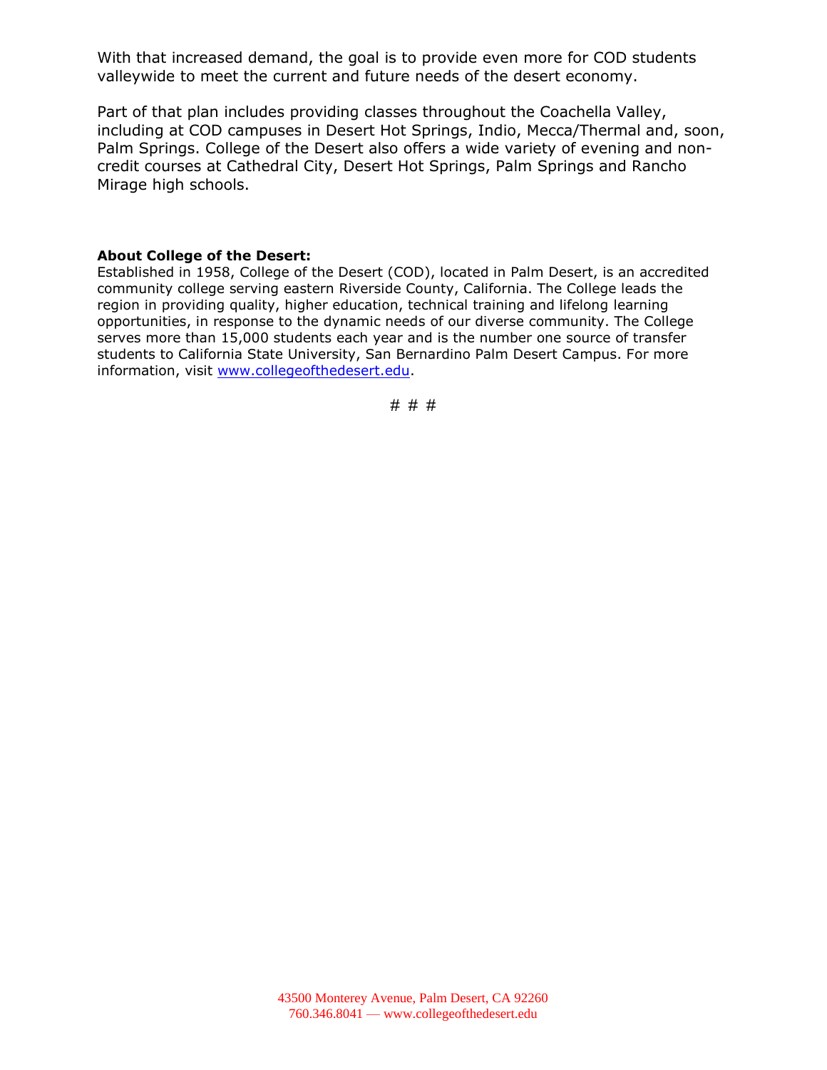With that increased demand, the goal is to provide even more for COD students valleywide to meet the current and future needs of the desert economy.

Part of that plan includes providing classes throughout the Coachella Valley, including at COD campuses in Desert Hot Springs, Indio, Mecca/Thermal and, soon, Palm Springs. College of the Desert also offers a wide variety of evening and non-credit courses at Cathedral City, Desert Hot Springs, Palm Springs and Rancho Mirage high schools.

**About College of the Desert:**
Established in 1958, College of the Desert (COD), located in Palm Desert, is an accredited community college serving eastern Riverside County, California. The College leads the region in providing quality, higher education, technical training and lifelong learning opportunities, in response to the dynamic needs of our diverse community. The College serves more than 15,000 students each year and is the number one source of transfer students to California State University, San Bernardino Palm Desert Campus. For more information, visit [www.collegeofthedesert.edu](http://www.collegeofthedesert.edu).

# # #

43500 Monterey Avenue, Palm Desert, CA 92260
760.346.8041 — www.collegeofthedesert.edu